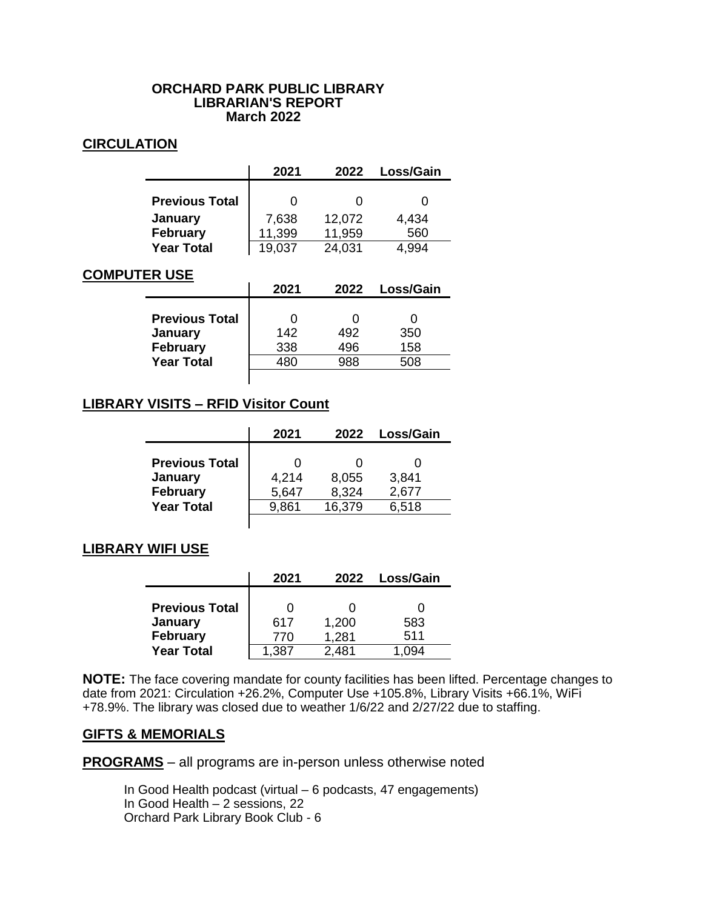# ORCHARD PARK PUBLIC LIBRARY
## LIBRARIAN'S REPORT
### March 2022

## CIRCULATION

| | 2021 | 2022 | Loss/Gain |
|---|---|---|---|
| **Previous Total** | 0 | 0 | 0 |
| **January** | 7,638 | 12,072 | 4,434 |
| **February** | 11,399 | 11,959 | 560 |
| **Year Total** | 19,037 | 24,031 | 4,994 |

## COMPUTER USE

| | 2021 | 2022 | Loss/Gain |
|---|---|---|---|
| **Previous Total** | 0 | 0 | 0 |
| **January** | 142 | 492 | 350 |
| **February** | 338 | 496 | 158 |
| **Year Total** | 480 | 988 | 508 |

## LIBRARY VISITS – RFID Visitor Count

| | 2021 | 2022 | Loss/Gain |
|---|---|---|---|
| **Previous Total** | 0 | 0 | 0 |
| **January** | 4,214 | 8,055 | 3,841 |
| **February** | 5,647 | 8,324 | 2,677 |
| **Year Total** | 9,861 | 16,379 | 6,518 |

## LIBRARY WIFI USE

| | 2021 | 2022 | Loss/Gain |
|---|---|---|---|
| **Previous Total** | 0 | 0 | 0 |
| **January** | 617 | 1,200 | 583 |
| **February** | 770 | 1,281 | 511 |
| **Year Total** | 1,387 | 2,481 | 1,094 |

**NOTE:** The face covering mandate for county facilities has been lifted. Percentage changes to date from 2021: Circulation +26.2%, Computer Use +105.8%, Library Visits +66.1%, WiFi +78.9%. The library was closed due to weather 1/6/22 and 2/27/22 due to staffing.

## GIFTS & MEMORIALS

**PROGRAMS** – all programs are in-person unless otherwise noted

In Good Health podcast (virtual – 6 podcasts, 47 engagements)
In Good Health – 2 sessions, 22
Orchard Park Library Book Club - 6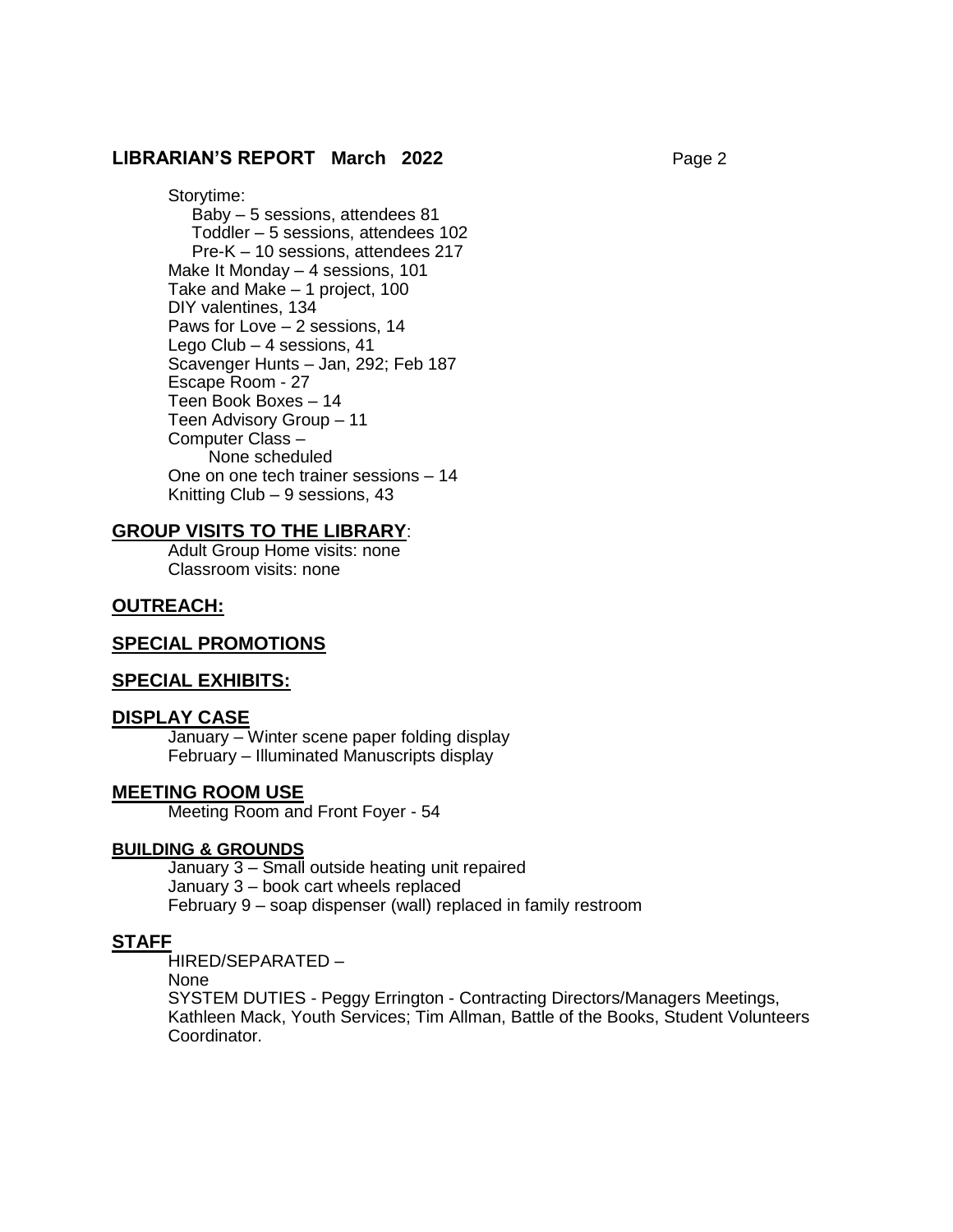Storytime:
- Baby – 5 sessions, attendees 81
- Toddler – 5 sessions, attendees 102
- Pre-K – 10 sessions, attendees 217

Make It Monday – 4 sessions, 101
Take and Make – 1 project, 100
DIY valentines, 134
Paws for Love – 2 sessions, 14
Lego Club – 4 sessions, 41
Scavenger Hunts – Jan, 292; Feb 187
Escape Room - 27
Teen Book Boxes – 14
Teen Advisory Group – 11
Computer Class –
None scheduled
One on one tech trainer sessions – 14
Knitting Club – 9 sessions, 43

## GROUP VISITS TO THE LIBRARY:

Adult Group Home visits: none
Classroom visits: none

## OUTREACH:

## SPECIAL PROMOTIONS

## SPECIAL EXHIBITS:

## DISPLAY CASE

January – Winter scene paper folding display
February – Illuminated Manuscripts display

## MEETING ROOM USE

Meeting Room and Front Foyer - 54

## BUILDING & GROUNDS

January 3 – Small outside heating unit repaired
January 3 – book cart wheels replaced
February 9 – soap dispenser (wall) replaced in family restroom

## STAFF

HIRED/SEPARATED –
None
SYSTEM DUTIES - Peggy Errington - Contracting Directors/Managers Meetings, Kathleen Mack, Youth Services; Tim Allman, Battle of the Books, Student Volunteers Coordinator.